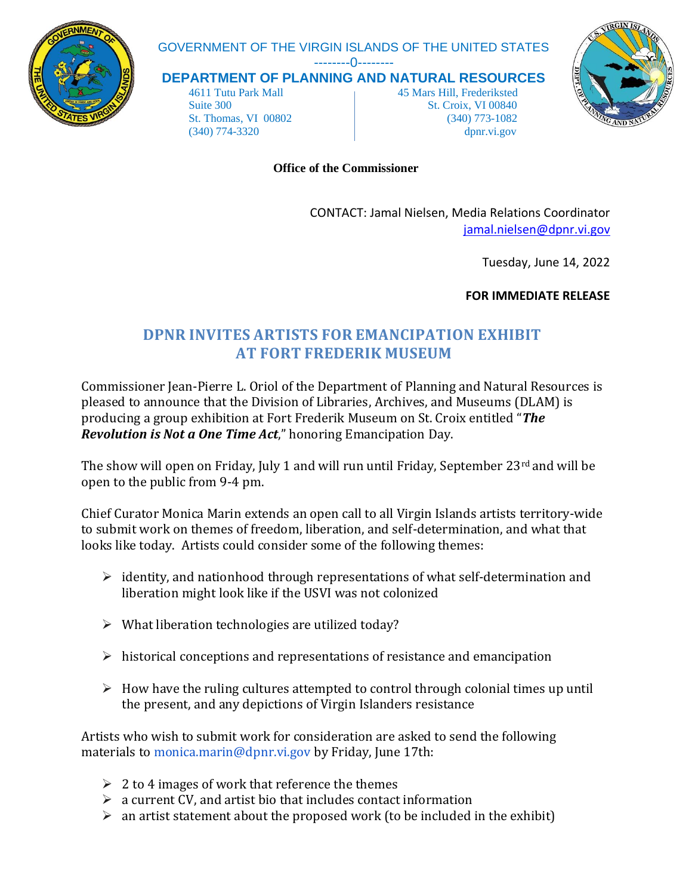GOVERNMENT OF THE VIRGIN ISLANDS OF THE UNITED STATES

---------0--------

**DEPARTMENT OF PLANNING AND NATURAL RESOURCES**

4611 Tutu Park Mall
Suite 300
St. Thomas, VI 00802
(340) 774-3320

45 Mars Hill, Frederiksted
St. Croix, VI 00840
(340) 773-1082
dpnr.vi.gov

**Office of the Commissioner**

CONTACT: Jamal Nielsen, Media Relations Coordinator
jamal.nielsen@dpnr.vi.gov

Tuesday, June 14, 2022

**FOR IMMEDIATE RELEASE**

# DPNR INVITES ARTISTS FOR EMANCIPATION EXHIBIT AT FORT FREDERIK MUSEUM

Commissioner Jean-Pierre L. Oriol of the Department of Planning and Natural Resources is pleased to announce that the Division of Libraries, Archives, and Museums (DLAM) is producing a group exhibition at Fort Frederik Museum on St. Croix entitled "***The Revolution is Not a One Time Act***," honoring Emancipation Day.

The show will open on Friday, July 1 and will run until Friday, September 23rd and will be open to the public from 9-4 pm.

Chief Curator Monica Marin extends an open call to all Virgin Islands artists territory-wide to submit work on themes of freedom, liberation, and self-determination, and what that looks like today. Artists could consider some of the following themes:

- identity, and nationhood through representations of what self-determination and liberation might look like if the USVI was not colonized
- What liberation technologies are utilized today?
- historical conceptions and representations of resistance and emancipation
- How have the ruling cultures attempted to control through colonial times up until the present, and any depictions of Virgin Islanders resistance

Artists who wish to submit work for consideration are asked to send the following materials to monica.marin@dpnr.vi.gov by Friday, June 17th:

- 2 to 4 images of work that reference the themes
- a current CV, and artist bio that includes contact information
- an artist statement about the proposed work (to be included in the exhibit)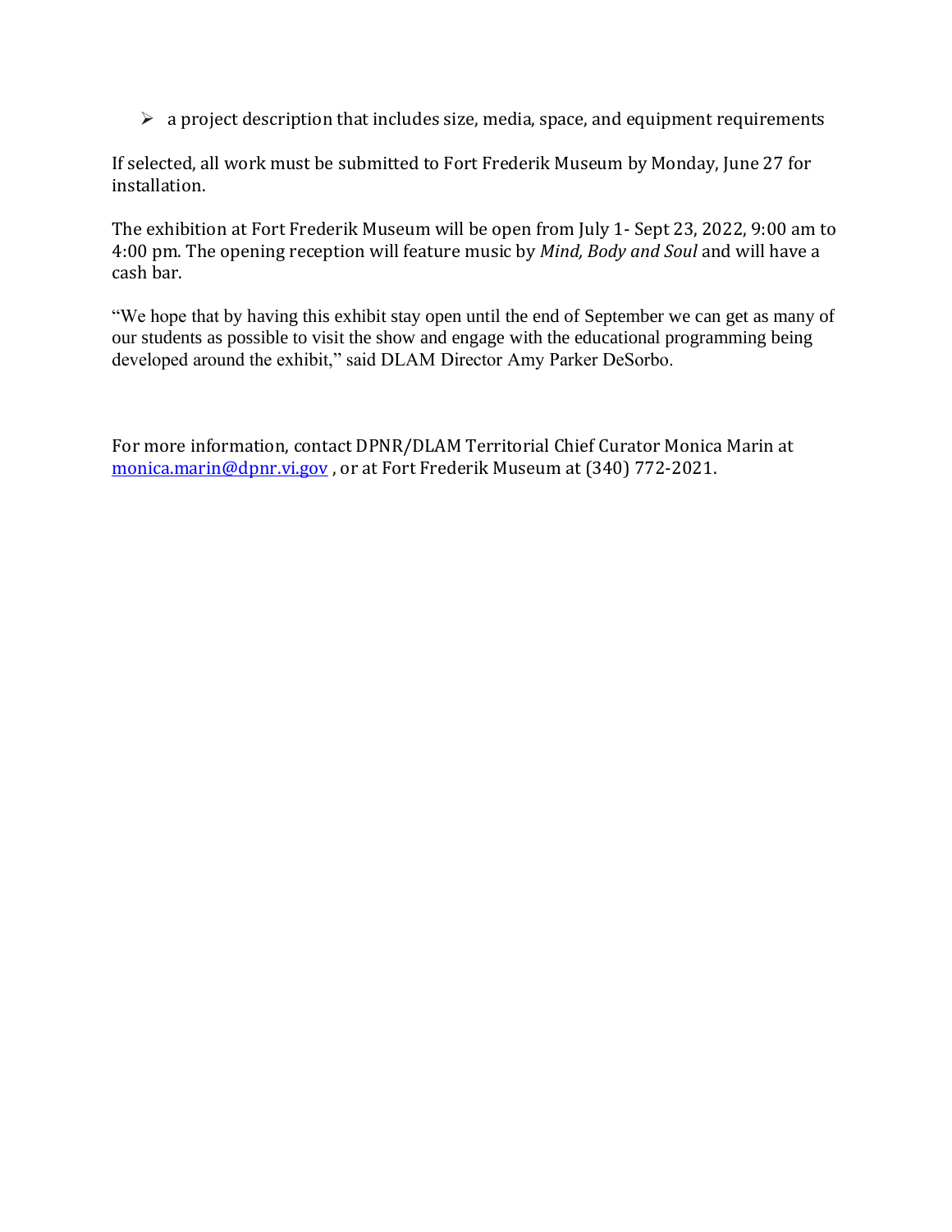- a project description that includes size, media, space, and equipment requirements

If selected, all work must be submitted to Fort Frederik Museum by Monday, June 27 for installation.

The exhibition at Fort Frederik Museum will be open from July 1- Sept 23, 2022, 9:00 am to 4:00 pm. The opening reception will feature music by *Mind, Body and Soul* and will have a cash bar.

"We hope that by having this exhibit stay open until the end of September we can get as many of our students as possible to visit the show and engage with the educational programming being developed around the exhibit," said DLAM Director Amy Parker DeSorbo.

For more information, contact DPNR/DLAM Territorial Chief Curator Monica Marin at monica.marin@dpnr.vi.gov , or at Fort Frederik Museum at (340) 772-2021.